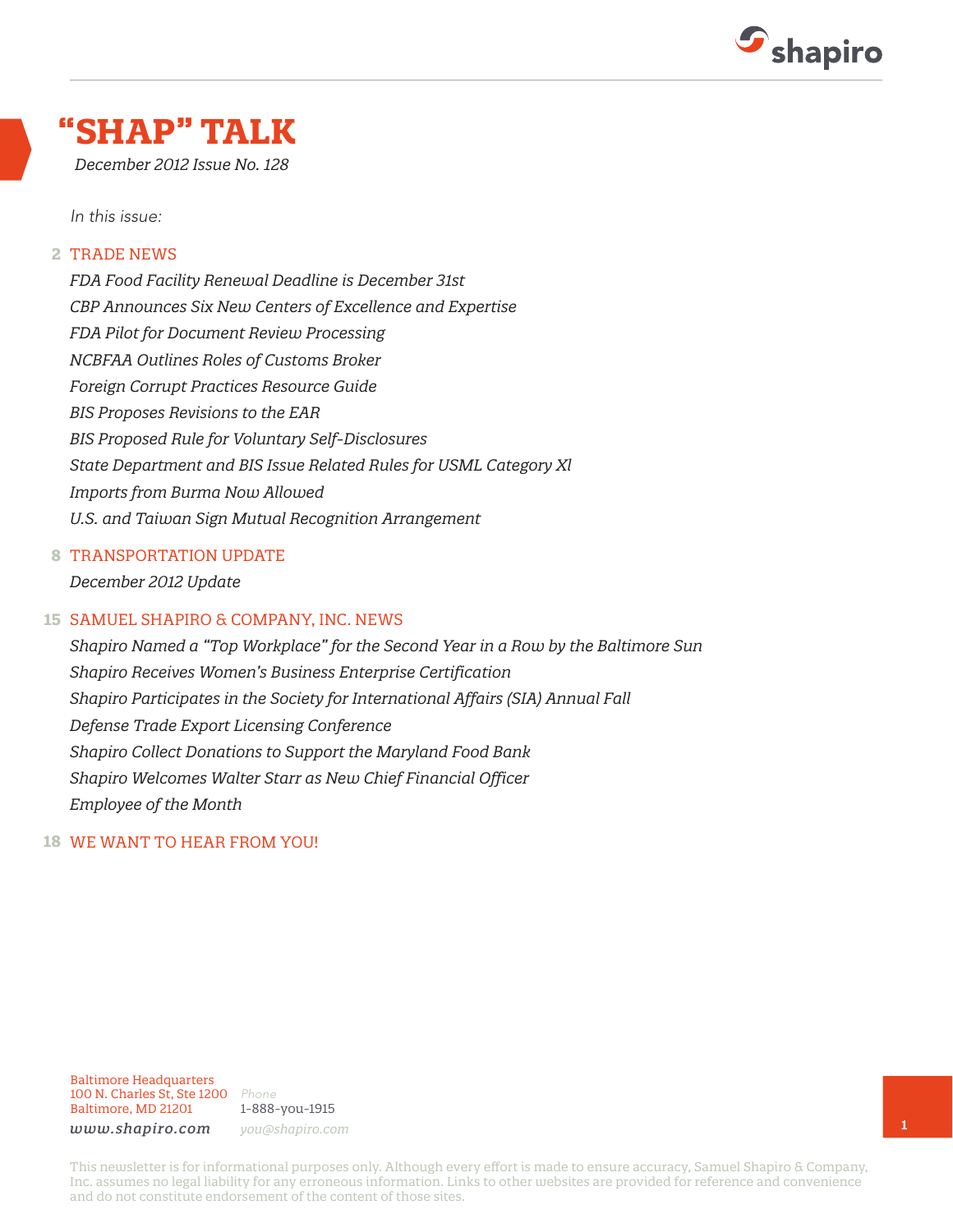# "SHAP" TALK

*December 2012 Issue No. 128*

*In this issue:*

**2** TRADE NEWS

*FDA Food Facility Renewal Deadline is December 31st*
*CBP Announces Six New Centers of Excellence and Expertise*
*FDA Pilot for Document Review Processing*
*NCBFAA Outlines Roles of Customs Broker*
*Foreign Corrupt Practices Resource Guide*
*BIS Proposes Revisions to the EAR*
*BIS Proposed Rule for Voluntary Self-Disclosures*
*State Department and BIS Issue Related Rules for USML Category XI*
*Imports from Burma Now Allowed*
*U.S. and Taiwan Sign Mutual Recognition Arrangement*

**8** TRANSPORTATION UPDATE

*December 2012 Update*

**15** SAMUEL SHAPIRO & COMPANY, INC. NEWS

*Shapiro Named a "Top Workplace" for the Second Year in a Row by the Baltimore Sun*
*Shapiro Receives Women's Business Enterprise Certification*
*Shapiro Participates in the Society for International Affairs (SIA) Annual Fall Defense Trade Export Licensing Conference*
*Shapiro Collect Donations to Support the Maryland Food Bank*
*Shapiro Welcomes Walter Starr as New Chief Financial Officer*
*Employee of the Month*

**18** WE WANT TO HEAR FROM YOU!

Baltimore Headquarters
100 N. Charles St, Ste 1200
Baltimore, MD 21201
**www.shapiro.com**

Phone
1-888-you-1915
you@shapiro.com

This newsletter is for informational purposes only. Although every effort is made to ensure accuracy, Samuel Shapiro & Company, Inc. assumes no legal liability for any erroneous information. Links to other websites are provided for reference and convenience and do not constitute endorsement of the content of those sites.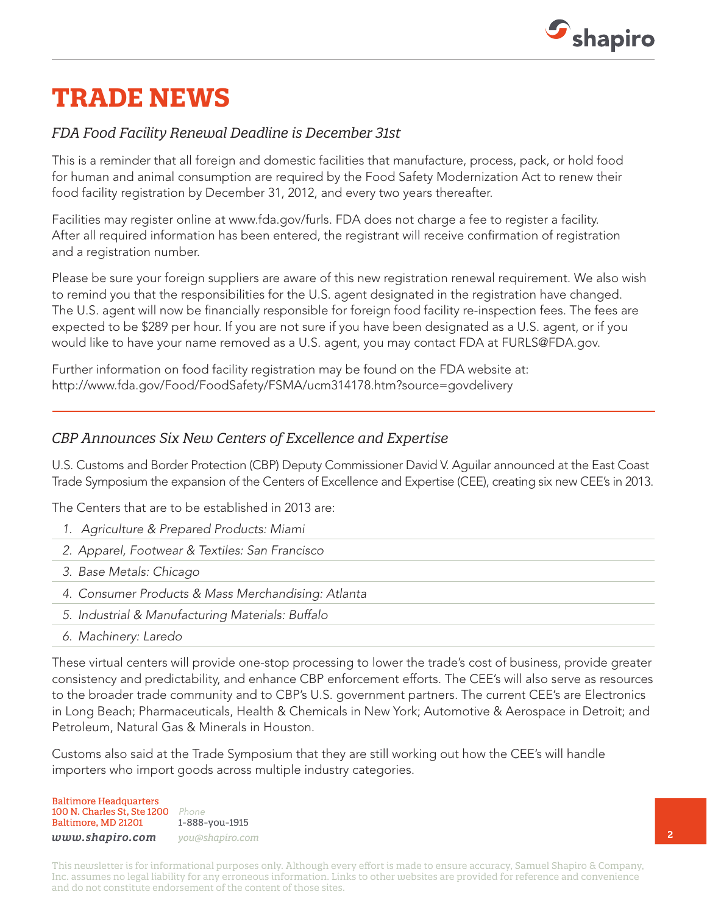# TRADE NEWS

## *FDA Food Facility Renewal Deadline is December 31st*

This is a reminder that all foreign and domestic facilities that manufacture, process, pack, or hold food for human and animal consumption are required by the Food Safety Modernization Act to renew their food facility registration by December 31, 2012, and every two years thereafter.

Facilities may register online at www.fda.gov/furls. FDA does not charge a fee to register a facility. After all required information has been entered, the registrant will receive confirmation of registration and a registration number.

Please be sure your foreign suppliers are aware of this new registration renewal requirement. We also wish to remind you that the responsibilities for the U.S. agent designated in the registration have changed. The U.S. agent will now be financially responsible for foreign food facility re-inspection fees. The fees are expected to be $289 per hour. If you are not sure if you have been designated as a U.S. agent, or if you would like to have your name removed as a U.S. agent, you may contact FDA at FURLS@FDA.gov.

Further information on food facility registration may be found on the FDA website at: http://www.fda.gov/Food/FoodSafety/FSMA/ucm314178.htm?source=govdelivery

---

## *CBP Announces Six New Centers of Excellence and Expertise*

U.S. Customs and Border Protection (CBP) Deputy Commissioner David V. Aguilar announced at the East Coast Trade Symposium the expansion of the Centers of Excellence and Expertise (CEE), creating six new CEE's in 2013.

The Centers that are to be established in 2013 are:

1. *Agriculture & Prepared Products: Miami*
2. *Apparel, Footwear & Textiles: San Francisco*
3. *Base Metals: Chicago*
4. *Consumer Products & Mass Merchandising: Atlanta*
5. *Industrial & Manufacturing Materials: Buffalo*
6. *Machinery: Laredo*

These virtual centers will provide one-stop processing to lower the trade's cost of business, provide greater consistency and predictability, and enhance CBP enforcement efforts. The CEE's will also serve as resources to the broader trade community and to CBP's U.S. government partners. The current CEE's are Electronics in Long Beach; Pharmaceuticals, Health & Chemicals in New York; Automotive & Aerospace in Detroit; and Petroleum, Natural Gas & Minerals in Houston.

Customs also said at the Trade Symposium that they are still working out how the CEE's will handle importers who import goods across multiple industry categories.

Baltimore Headquarters
100 N. Charles St, Ste 1200
Baltimore, MD 21201
**www.shapiro.com**

*Phone*
1-888-you-1915
*you@shapiro.com*

This newsletter is for informational purposes only. Although every effort is made to ensure accuracy, Samuel Shapiro & Company, Inc. assumes no legal liability for any erroneous information. Links to other websites are provided for reference and convenience and do not constitute endorsement of the content of those sites.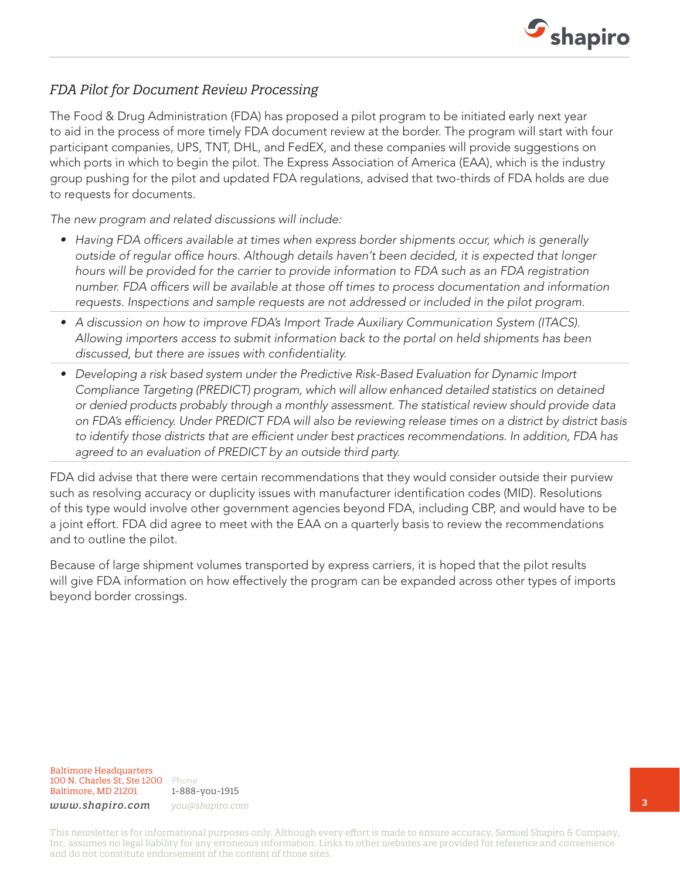## *FDA Pilot for Document Review Processing*

The Food & Drug Administration (FDA) has proposed a pilot program to be initiated early next year to aid in the process of more timely FDA document review at the border. The program will start with four participant companies, UPS, TNT, DHL, and FedEX, and these companies will provide suggestions on which ports in which to begin the pilot. The Express Association of America (EAA), which is the industry group pushing for the pilot and updated FDA regulations, advised that two-thirds of FDA holds are due to requests for documents.

*The new program and related discussions will include:*

- *Having FDA officers available at times when express border shipments occur, which is generally outside of regular office hours. Although details haven't been decided, it is expected that longer hours will be provided for the carrier to provide information to FDA such as an FDA registration number. FDA officers will be available at those off times to process documentation and information requests. Inspections and sample requests are not addressed or included in the pilot program.*
- *A discussion on how to improve FDA's Import Trade Auxiliary Communication System (ITACS). Allowing importers access to submit information back to the portal on held shipments has been discussed, but there are issues with confidentiality.*
- *Developing a risk based system under the Predictive Risk-Based Evaluation for Dynamic Import Compliance Targeting (PREDICT) program, which will allow enhanced detailed statistics on detained or denied products probably through a monthly assessment. The statistical review should provide data on FDA's efficiency. Under PREDICT FDA will also be reviewing release times on a district by district basis to identify those districts that are efficient under best practices recommendations. In addition, FDA has agreed to an evaluation of PREDICT by an outside third party.*

FDA did advise that there were certain recommendations that they would consider outside their purview such as resolving accuracy or duplicity issues with manufacturer identification codes (MID). Resolutions of this type would involve other government agencies beyond FDA, including CBP, and would have to be a joint effort. FDA did agree to meet with the EAA on a quarterly basis to review the recommendations and to outline the pilot.

Because of large shipment volumes transported by express carriers, it is hoped that the pilot results will give FDA information on how effectively the program can be expanded across other types of imports beyond border crossings.

Baltimore Headquarters
100 N. Charles St, Ste 1200
Baltimore, MD 21201

*Phone*
1-888-you-1915

***www.shapiro.com***

*you@shapiro.com*

This newsletter is for informational purposes only. Although every effort is made to ensure accuracy, Samuel Shapiro & Company, Inc. assumes no legal liability for any erroneous information. Links to other websites are provided for reference and convenience and do not constitute endorsement of the content of those sites.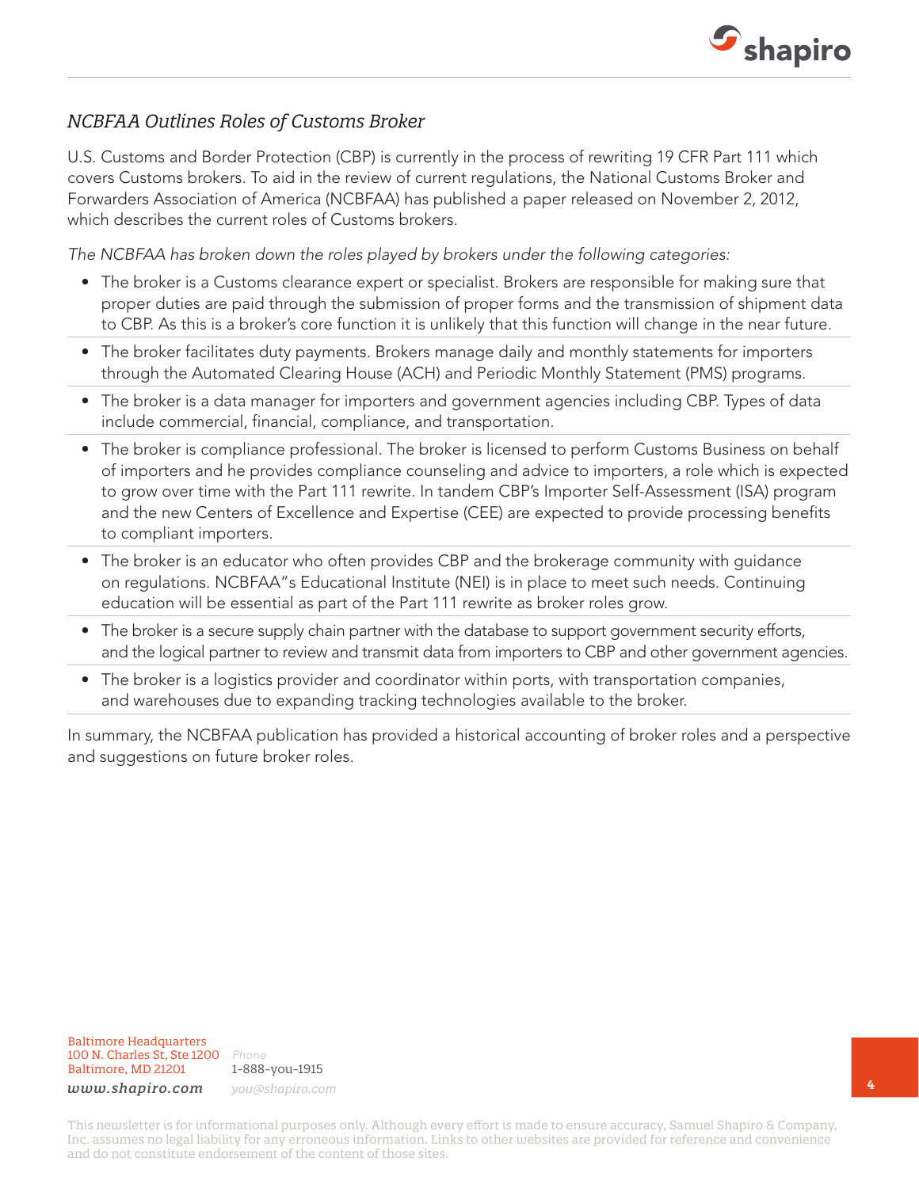## *NCBFAA Outlines Roles of Customs Broker*

U.S. Customs and Border Protection (CBP) is currently in the process of rewriting 19 CFR Part 111 which covers Customs brokers. To aid in the review of current regulations, the National Customs Broker and Forwarders Association of America (NCBFAA) has published a paper released on November 2, 2012, which describes the current roles of Customs brokers.

*The NCBFAA has broken down the roles played by brokers under the following categories:*

- The broker is a Customs clearance expert or specialist. Brokers are responsible for making sure that proper duties are paid through the submission of proper forms and the transmission of shipment data to CBP. As this is a broker's core function it is unlikely that this function will change in the near future.
- The broker facilitates duty payments. Brokers manage daily and monthly statements for importers through the Automated Clearing House (ACH) and Periodic Monthly Statement (PMS) programs.
- The broker is a data manager for importers and government agencies including CBP. Types of data include commercial, financial, compliance, and transportation.
- The broker is compliance professional. The broker is licensed to perform Customs Business on behalf of importers and he provides compliance counseling and advice to importers, a role which is expected to grow over time with the Part 111 rewrite. In tandem CBP's Importer Self-Assessment (ISA) program and the new Centers of Excellence and Expertise (CEE) are expected to provide processing benefits to compliant importers.
- The broker is an educator who often provides CBP and the brokerage community with guidance on regulations. NCBFAA"s Educational Institute (NEI) is in place to meet such needs. Continuing education will be essential as part of the Part 111 rewrite as broker roles grow.
- The broker is a secure supply chain partner with the database to support government security efforts, and the logical partner to review and transmit data from importers to CBP and other government agencies.
- The broker is a logistics provider and coordinator within ports, with transportation companies, and warehouses due to expanding tracking technologies available to the broker.

In summary, the NCBFAA publication has provided a historical accounting of broker roles and a perspective and suggestions on future broker roles.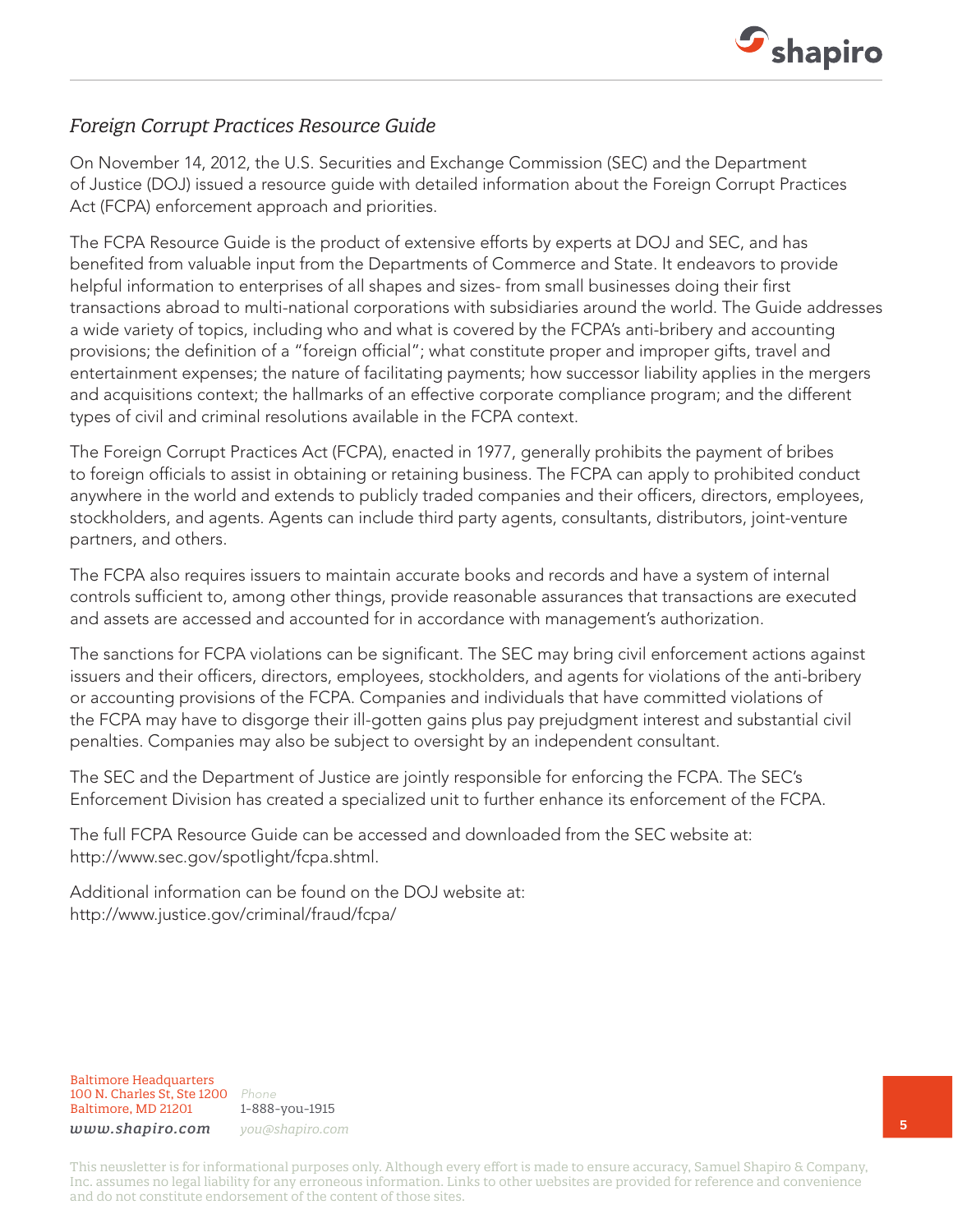## *Foreign Corrupt Practices Resource Guide*

On November 14, 2012, the U.S. Securities and Exchange Commission (SEC) and the Department of Justice (DOJ) issued a resource guide with detailed information about the Foreign Corrupt Practices Act (FCPA) enforcement approach and priorities.

The FCPA Resource Guide is the product of extensive efforts by experts at DOJ and SEC, and has benefited from valuable input from the Departments of Commerce and State. It endeavors to provide helpful information to enterprises of all shapes and sizes- from small businesses doing their first transactions abroad to multi-national corporations with subsidiaries around the world. The Guide addresses a wide variety of topics, including who and what is covered by the FCPA's anti-bribery and accounting provisions; the definition of a "foreign official"; what constitute proper and improper gifts, travel and entertainment expenses; the nature of facilitating payments; how successor liability applies in the mergers and acquisitions context; the hallmarks of an effective corporate compliance program; and the different types of civil and criminal resolutions available in the FCPA context.

The Foreign Corrupt Practices Act (FCPA), enacted in 1977, generally prohibits the payment of bribes to foreign officials to assist in obtaining or retaining business. The FCPA can apply to prohibited conduct anywhere in the world and extends to publicly traded companies and their officers, directors, employees, stockholders, and agents. Agents can include third party agents, consultants, distributors, joint-venture partners, and others.

The FCPA also requires issuers to maintain accurate books and records and have a system of internal controls sufficient to, among other things, provide reasonable assurances that transactions are executed and assets are accessed and accounted for in accordance with management's authorization.

The sanctions for FCPA violations can be significant. The SEC may bring civil enforcement actions against issuers and their officers, directors, employees, stockholders, and agents for violations of the anti-bribery or accounting provisions of the FCPA. Companies and individuals that have committed violations of the FCPA may have to disgorge their ill-gotten gains plus pay prejudgment interest and substantial civil penalties. Companies may also be subject to oversight by an independent consultant.

The SEC and the Department of Justice are jointly responsible for enforcing the FCPA. The SEC's Enforcement Division has created a specialized unit to further enhance its enforcement of the FCPA.

The full FCPA Resource Guide can be accessed and downloaded from the SEC website at: http://www.sec.gov/spotlight/fcpa.shtml.

Additional information can be found on the DOJ website at: http://www.justice.gov/criminal/fraud/fcpa/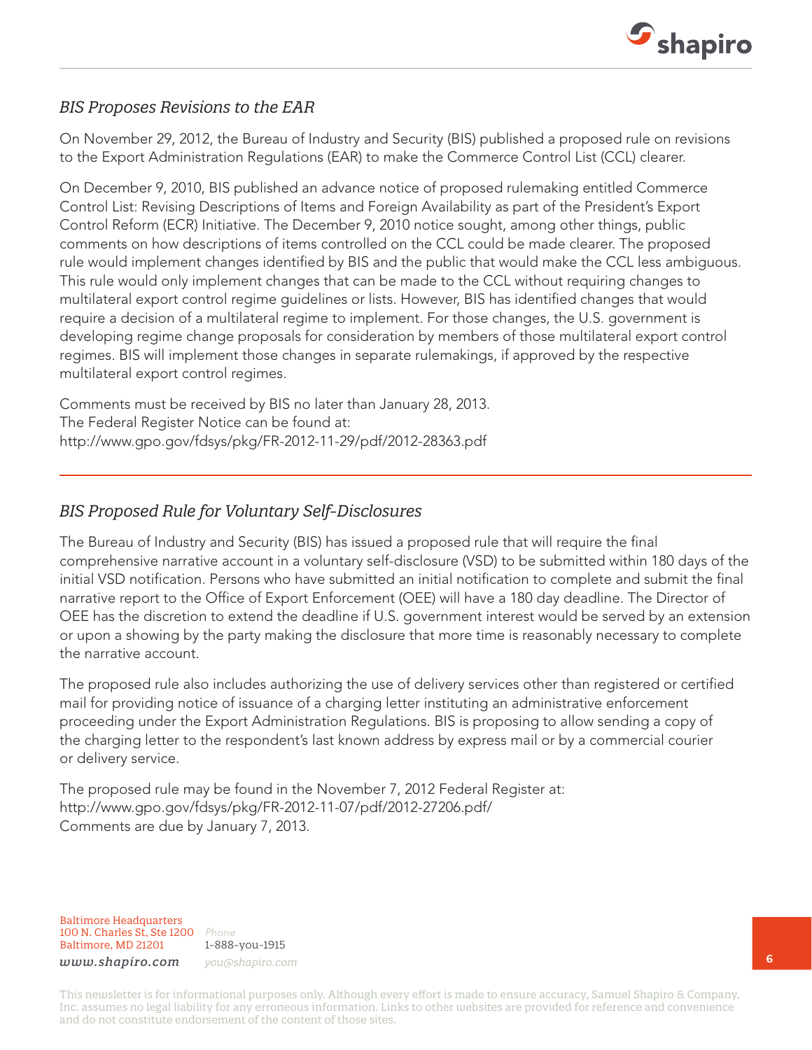## *BIS Proposes Revisions to the EAR*

On November 29, 2012, the Bureau of Industry and Security (BIS) published a proposed rule on revisions to the Export Administration Regulations (EAR) to make the Commerce Control List (CCL) clearer.

On December 9, 2010, BIS published an advance notice of proposed rulemaking entitled Commerce Control List: Revising Descriptions of Items and Foreign Availability as part of the President's Export Control Reform (ECR) Initiative. The December 9, 2010 notice sought, among other things, public comments on how descriptions of items controlled on the CCL could be made clearer. The proposed rule would implement changes identified by BIS and the public that would make the CCL less ambiguous. This rule would only implement changes that can be made to the CCL without requiring changes to multilateral export control regime guidelines or lists. However, BIS has identified changes that would require a decision of a multilateral regime to implement. For those changes, the U.S. government is developing regime change proposals for consideration by members of those multilateral export control regimes. BIS will implement those changes in separate rulemakings, if approved by the respective multilateral export control regimes.

Comments must be received by BIS no later than January 28, 2013.
The Federal Register Notice can be found at:
http://www.gpo.gov/fdsys/pkg/FR-2012-11-29/pdf/2012-28363.pdf

## *BIS Proposed Rule for Voluntary Self-Disclosures*

The Bureau of Industry and Security (BIS) has issued a proposed rule that will require the final comprehensive narrative account in a voluntary self-disclosure (VSD) to be submitted within 180 days of the initial VSD notification. Persons who have submitted an initial notification to complete and submit the final narrative report to the Office of Export Enforcement (OEE) will have a 180 day deadline. The Director of OEE has the discretion to extend the deadline if U.S. government interest would be served by an extension or upon a showing by the party making the disclosure that more time is reasonably necessary to complete the narrative account.

The proposed rule also includes authorizing the use of delivery services other than registered or certified mail for providing notice of issuance of a charging letter instituting an administrative enforcement proceeding under the Export Administration Regulations. BIS is proposing to allow sending a copy of the charging letter to the respondent's last known address by express mail or by a commercial courier or delivery service.

The proposed rule may be found in the November 7, 2012 Federal Register at:
http://www.gpo.gov/fdsys/pkg/FR-2012-11-07/pdf/2012-27206.pdf/
Comments are due by January 7, 2013.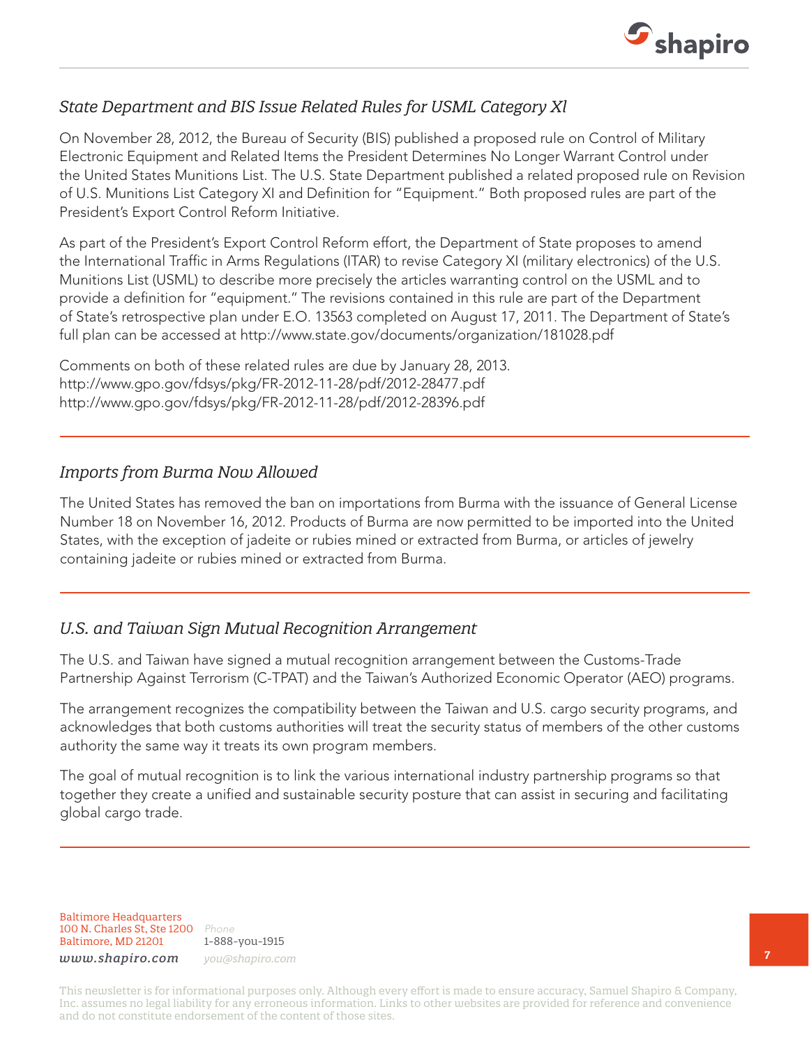## *State Department and BIS Issue Related Rules for USML Category Xl*

On November 28, 2012, the Bureau of Security (BIS) published a proposed rule on Control of Military Electronic Equipment and Related Items the President Determines No Longer Warrant Control under the United States Munitions List. The U.S. State Department published a related proposed rule on Revision of U.S. Munitions List Category XI and Definition for "Equipment." Both proposed rules are part of the President's Export Control Reform Initiative.

As part of the President's Export Control Reform effort, the Department of State proposes to amend the International Traffic in Arms Regulations (ITAR) to revise Category XI (military electronics) of the U.S. Munitions List (USML) to describe more precisely the articles warranting control on the USML and to provide a definition for "equipment." The revisions contained in this rule are part of the Department of State's retrospective plan under E.O. 13563 completed on August 17, 2011. The Department of State's full plan can be accessed at http://www.state.gov/documents/organization/181028.pdf

Comments on both of these related rules are due by January 28, 2013.
http://www.gpo.gov/fdsys/pkg/FR-2012-11-28/pdf/2012-28477.pdf
http://www.gpo.gov/fdsys/pkg/FR-2012-11-28/pdf/2012-28396.pdf

---

## *Imports from Burma Now Allowed*

The United States has removed the ban on importations from Burma with the issuance of General License Number 18 on November 16, 2012. Products of Burma are now permitted to be imported into the United States, with the exception of jadeite or rubies mined or extracted from Burma, or articles of jewelry containing jadeite or rubies mined or extracted from Burma.

---

## *U.S. and Taiwan Sign Mutual Recognition Arrangement*

The U.S. and Taiwan have signed a mutual recognition arrangement between the Customs-Trade Partnership Against Terrorism (C-TPAT) and the Taiwan's Authorized Economic Operator (AEO) programs.

The arrangement recognizes the compatibility between the Taiwan and U.S. cargo security programs, and acknowledges that both customs authorities will treat the security status of members of the other customs authority the same way it treats its own program members.

The goal of mutual recognition is to link the various international industry partnership programs so that together they create a unified and sustainable security posture that can assist in securing and facilitating global cargo trade.

---

Baltimore Headquarters
100 N. Charles St, Ste 1200
Baltimore, MD 21201
*www.shapiro.com*

*Phone*
1-888-you-1915
*you@shapiro.com*

This newsletter is for informational purposes only. Although every effort is made to ensure accuracy, Samuel Shapiro & Company, Inc. assumes no legal liability for any erroneous information. Links to other websites are provided for reference and convenience and do not constitute endorsement of the content of those sites.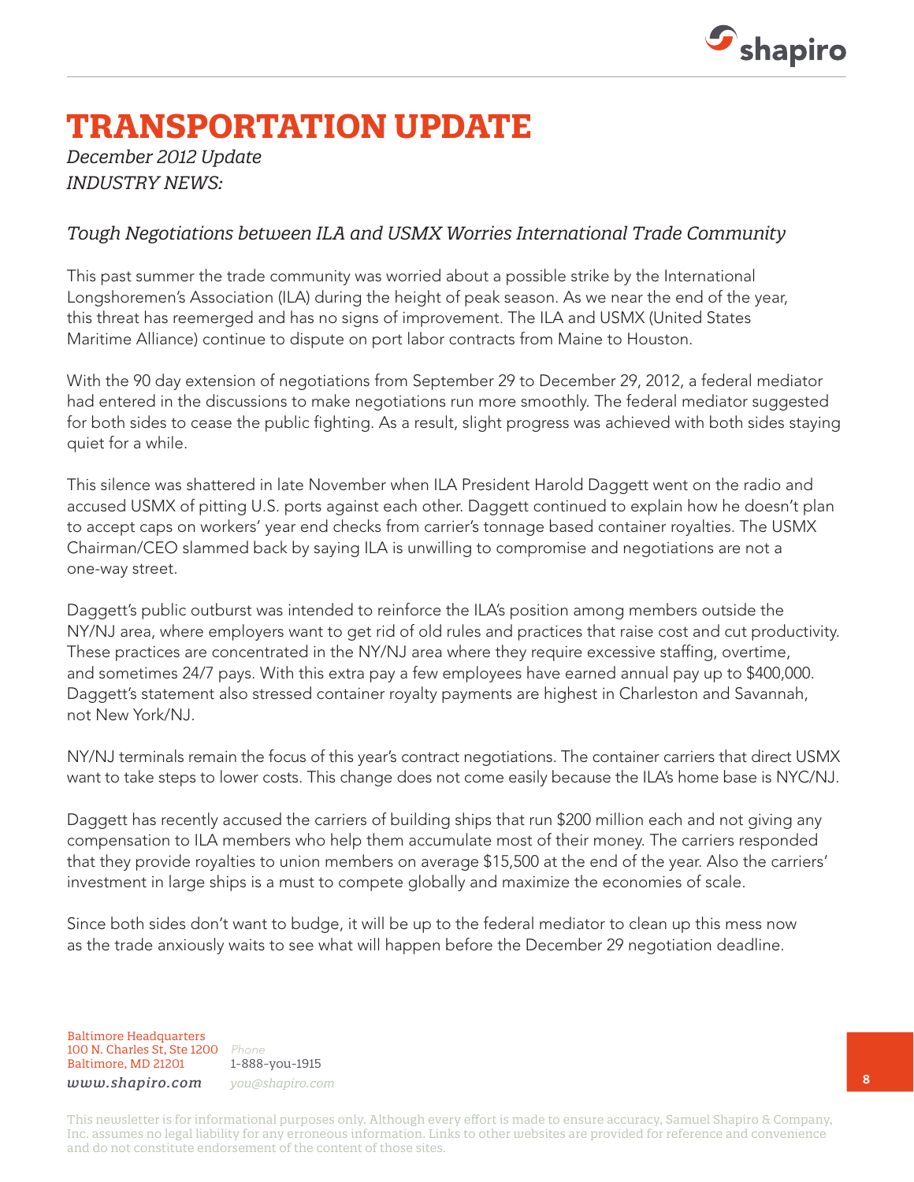# TRANSPORTATION UPDATE

*December 2012 Update*
*INDUSTRY NEWS:*

## *Tough Negotiations between ILA and USMX Worries International Trade Community*

This past summer the trade community was worried about a possible strike by the International Longshoremen's Association (ILA) during the height of peak season. As we near the end of the year, this threat has reemerged and has no signs of improvement. The ILA and USMX (United States Maritime Alliance) continue to dispute on port labor contracts from Maine to Houston.

With the 90 day extension of negotiations from September 29 to December 29, 2012, a federal mediator had entered in the discussions to make negotiations run more smoothly. The federal mediator suggested for both sides to cease the public fighting. As a result, slight progress was achieved with both sides staying quiet for a while.

This silence was shattered in late November when ILA President Harold Daggett went on the radio and accused USMX of pitting U.S. ports against each other. Daggett continued to explain how he doesn't plan to accept caps on workers' year end checks from carrier's tonnage based container royalties. The USMX Chairman/CEO slammed back by saying ILA is unwilling to compromise and negotiations are not a one-way street.

Daggett's public outburst was intended to reinforce the ILA's position among members outside the NY/NJ area, where employers want to get rid of old rules and practices that raise cost and cut productivity. These practices are concentrated in the NY/NJ area where they require excessive staffing, overtime, and sometimes 24/7 pays. With this extra pay a few employees have earned annual pay up to $400,000. Daggett's statement also stressed container royalty payments are highest in Charleston and Savannah, not New York/NJ.

NY/NJ terminals remain the focus of this year's contract negotiations. The container carriers that direct USMX want to take steps to lower costs. This change does not come easily because the ILA's home base is NYC/NJ.

Daggett has recently accused the carriers of building ships that run $200 million each and not giving any compensation to ILA members who help them accumulate most of their money. The carriers responded that they provide royalties to union members on average $15,500 at the end of the year. Also the carriers' investment in large ships is a must to compete globally and maximize the economies of scale.

Since both sides don't want to budge, it will be up to the federal mediator to clean up this mess now as the trade anxiously waits to see what will happen before the December 29 negotiation deadline.

Baltimore Headquarters
100 N. Charles St, Ste 1200
Baltimore, MD 21201
*www.shapiro.com*

*Phone*
1-888-you-1915
*you@shapiro.com*

This newsletter is for informational purposes only. Although every effort is made to ensure accuracy, Samuel Shapiro & Company, Inc. assumes no legal liability for any erroneous information. Links to other websites are provided for reference and convenience and do not constitute endorsement of the content of those sites.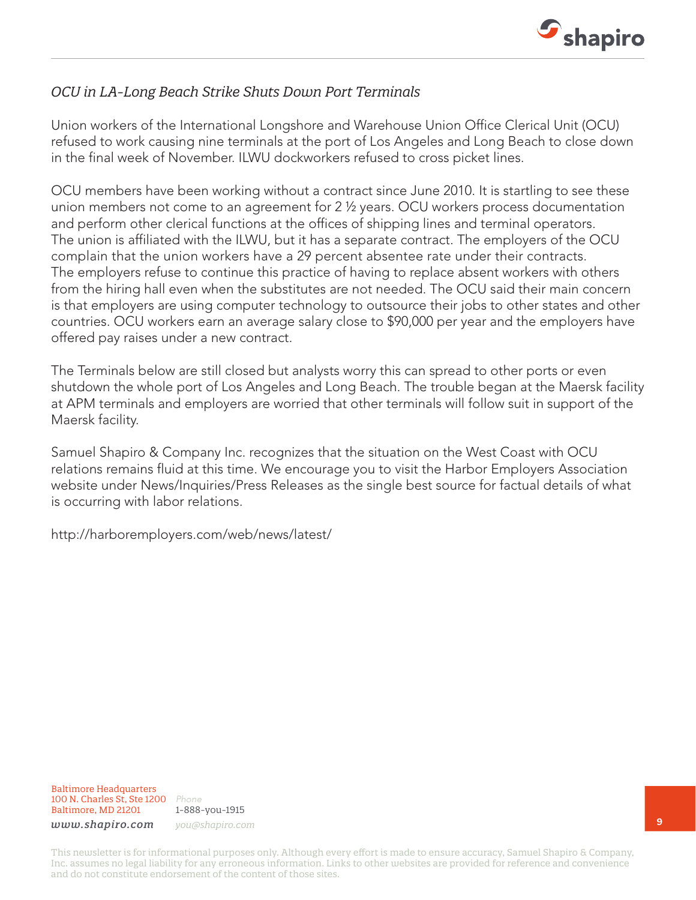*OCU in LA-Long Beach Strike Shuts Down Port Terminals*

Union workers of the International Longshore and Warehouse Union Office Clerical Unit (OCU) refused to work causing nine terminals at the port of Los Angeles and Long Beach to close down in the final week of November. ILWU dockworkers refused to cross picket lines.

OCU members have been working without a contract since June 2010. It is startling to see these union members not come to an agreement for 2 ½ years. OCU workers process documentation and perform other clerical functions at the offices of shipping lines and terminal operators. The union is affiliated with the ILWU, but it has a separate contract. The employers of the OCU complain that the union workers have a 29 percent absentee rate under their contracts. The employers refuse to continue this practice of having to replace absent workers with others from the hiring hall even when the substitutes are not needed. The OCU said their main concern is that employers are using computer technology to outsource their jobs to other states and other countries. OCU workers earn an average salary close to $90,000 per year and the employers have offered pay raises under a new contract.

The Terminals below are still closed but analysts worry this can spread to other ports or even shutdown the whole port of Los Angeles and Long Beach. The trouble began at the Maersk facility at APM terminals and employers are worried that other terminals will follow suit in support of the Maersk facility.

Samuel Shapiro & Company Inc. recognizes that the situation on the West Coast with OCU relations remains fluid at this time. We encourage you to visit the Harbor Employers Association website under News/Inquiries/Press Releases as the single best source for factual details of what is occurring with labor relations.

http://harboremployers.com/web/news/latest/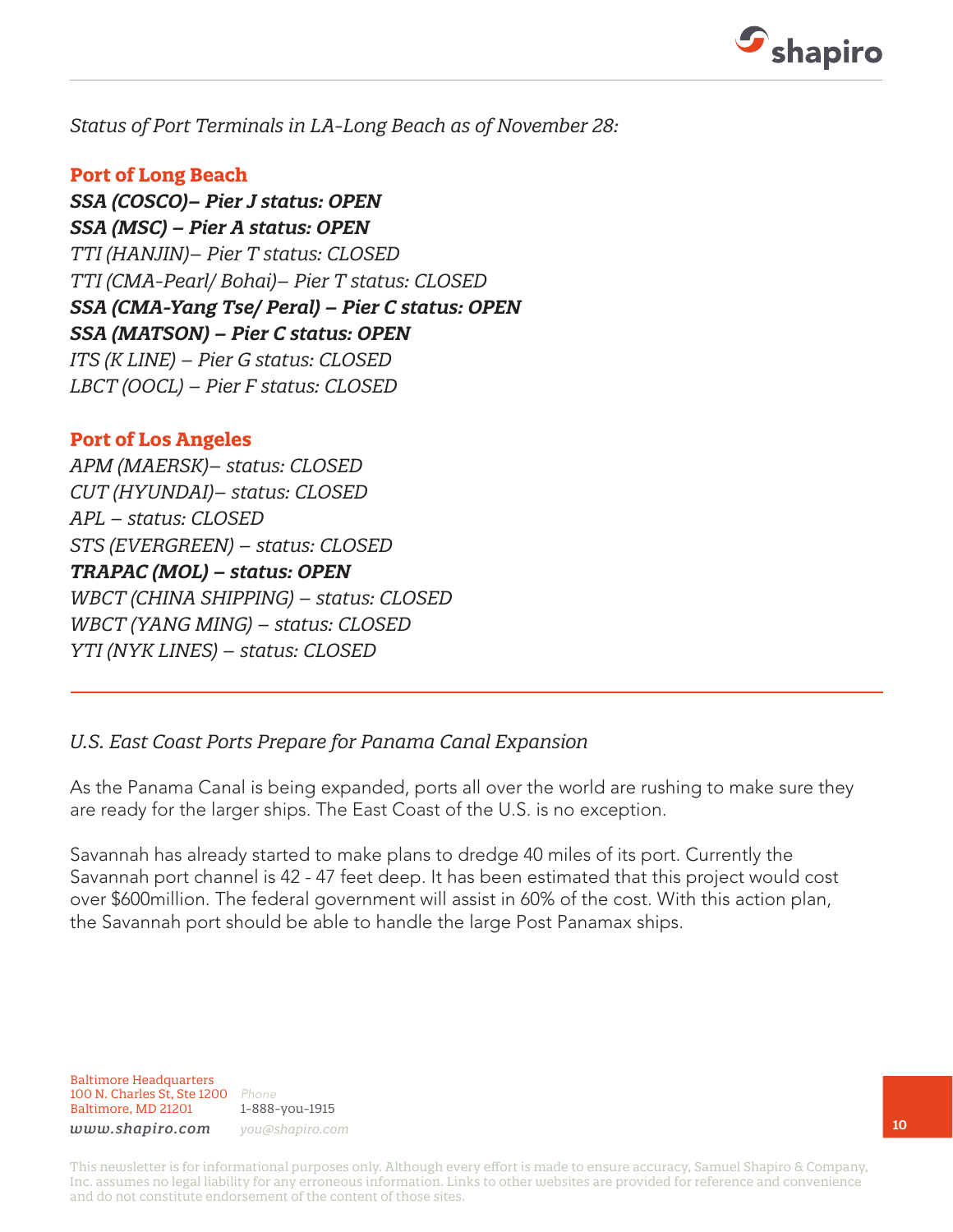*Status of Port Terminals in LA-Long Beach as of November 28:*

## Port of Long Beach

***SSA (COSCO)– Pier J status: OPEN***
***SSA (MSC) – Pier A status: OPEN***
*TTI (HANJIN)– Pier T status: CLOSED*
*TTI (CMA-Pearl/ Bohai)– Pier T status: CLOSED*
***SSA (CMA-Yang Tse/ Peral) – Pier C status: OPEN***
***SSA (MATSON) – Pier C status: OPEN***
*ITS (K LINE) – Pier G status: CLOSED*
*LBCT (OOCL) – Pier F status: CLOSED*

## Port of Los Angeles

*APM (MAERSK)– status: CLOSED*
*CUT (HYUNDAI)– status: CLOSED*
*APL – status: CLOSED*
*STS (EVERGREEN) – status: CLOSED*
***TRAPAC (MOL) – status: OPEN***
*WBCT (CHINA SHIPPING) – status: CLOSED*
*WBCT (YANG MING) – status: CLOSED*
*YTI (NYK LINES) – status: CLOSED*

---

*U.S. East Coast Ports Prepare for Panama Canal Expansion*

As the Panama Canal is being expanded, ports all over the world are rushing to make sure they are ready for the larger ships. The East Coast of the U.S. is no exception.

Savannah has already started to make plans to dredge 40 miles of its port. Currently the Savannah port channel is 42 - 47 feet deep. It has been estimated that this project would cost over $600million. The federal government will assist in 60% of the cost. With this action plan, the Savannah port should be able to handle the large Post Panamax ships.

Baltimore Headquarters
100 N. Charles St, Ste 1200
Baltimore, MD 21201
*www.shapiro.com*

Phone
1-888-you-1915
*you@shapiro.com*

This newsletter is for informational purposes only. Although every effort is made to ensure accuracy, Samuel Shapiro & Company, Inc. assumes no legal liability for any erroneous information. Links to other websites are provided for reference and convenience and do not constitute endorsement of the content of those sites.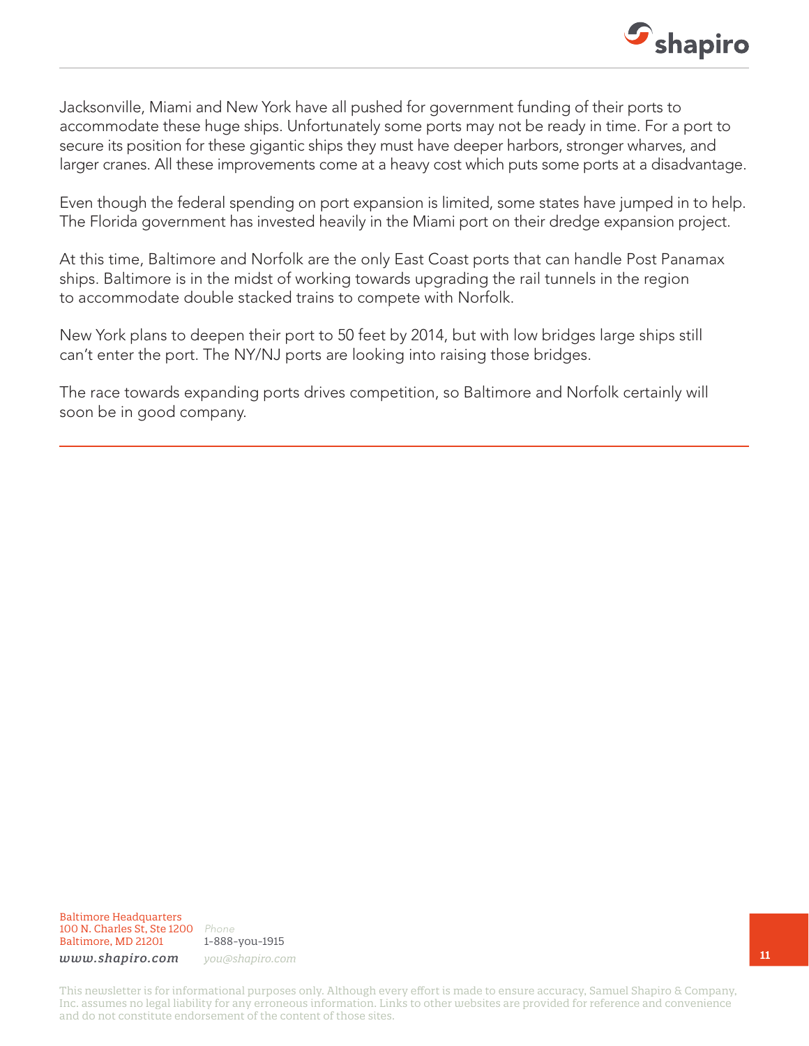Jacksonville, Miami and New York have all pushed for government funding of their ports to accommodate these huge ships. Unfortunately some ports may not be ready in time. For a port to secure its position for these gigantic ships they must have deeper harbors, stronger wharves, and larger cranes. All these improvements come at a heavy cost which puts some ports at a disadvantage.

Even though the federal spending on port expansion is limited, some states have jumped in to help. The Florida government has invested heavily in the Miami port on their dredge expansion project.

At this time, Baltimore and Norfolk are the only East Coast ports that can handle Post Panamax ships. Baltimore is in the midst of working towards upgrading the rail tunnels in the region to accommodate double stacked trains to compete with Norfolk.

New York plans to deepen their port to 50 feet by 2014, but with low bridges large ships still can't enter the port. The NY/NJ ports are looking into raising those bridges.

The race towards expanding ports drives competition, so Baltimore and Norfolk certainly will soon be in good company.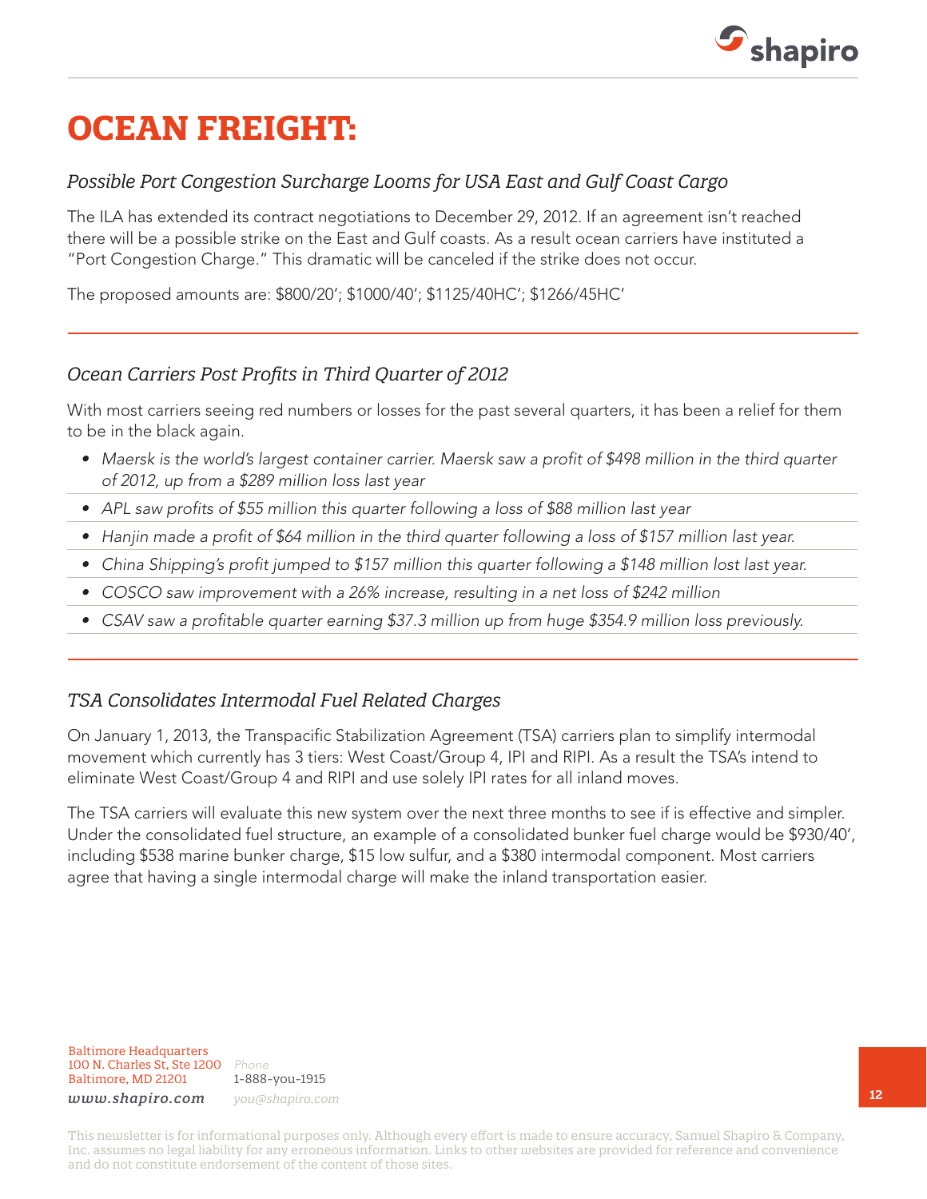# OCEAN FREIGHT:

## *Possible Port Congestion Surcharge Looms for USA East and Gulf Coast Cargo*

The ILA has extended its contract negotiations to December 29, 2012. If an agreement isn't reached there will be a possible strike on the East and Gulf coasts. As a result ocean carriers have instituted a "Port Congestion Charge." This dramatic will be canceled if the strike does not occur.

The proposed amounts are: $800/20'; $1000/40'; $1125/40HC'; $1266/45HC'

---

## *Ocean Carriers Post Profits in Third Quarter of 2012*

With most carriers seeing red numbers or losses for the past several quarters, it has been a relief for them to be in the black again.

- *Maersk is the world's largest container carrier. Maersk saw a profit of $498 million in the third quarter of 2012, up from a $289 million loss last year*
- *APL saw profits of $55 million this quarter following a loss of $88 million last year*
- *Hanjin made a profit of $64 million in the third quarter following a loss of $157 million last year.*
- *China Shipping's profit jumped to $157 million this quarter following a $148 million lost last year.*
- *COSCO saw improvement with a 26% increase, resulting in a net loss of $242 million*
- *CSAV saw a profitable quarter earning $37.3 million up from huge $354.9 million loss previously.*

---

## *TSA Consolidates Intermodal Fuel Related Charges*

On January 1, 2013, the Transpacific Stabilization Agreement (TSA) carriers plan to simplify intermodal movement which currently has 3 tiers: West Coast/Group 4, IPI and RIPI. As a result the TSA's intend to eliminate West Coast/Group 4 and RIPI and use solely IPI rates for all inland moves.

The TSA carriers will evaluate this new system over the next three months to see if is effective and simpler. Under the consolidated fuel structure, an example of a consolidated bunker fuel charge would be $930/40', including $538 marine bunker charge, $15 low sulfur, and a $380 intermodal component. Most carriers agree that having a single intermodal charge will make the inland transportation easier.

Baltimore Headquarters
100 N. Charles St, Ste 1200
Baltimore, MD 21201
*www.shapiro.com*

*Phone*
1-888-you-1915
*you@shapiro.com*

This newsletter is for informational purposes only. Although every effort is made to ensure accuracy, Samuel Shapiro & Company, Inc. assumes no legal liability for any erroneous information. Links to other websites are provided for reference and convenience and do not constitute endorsement of the content of those sites.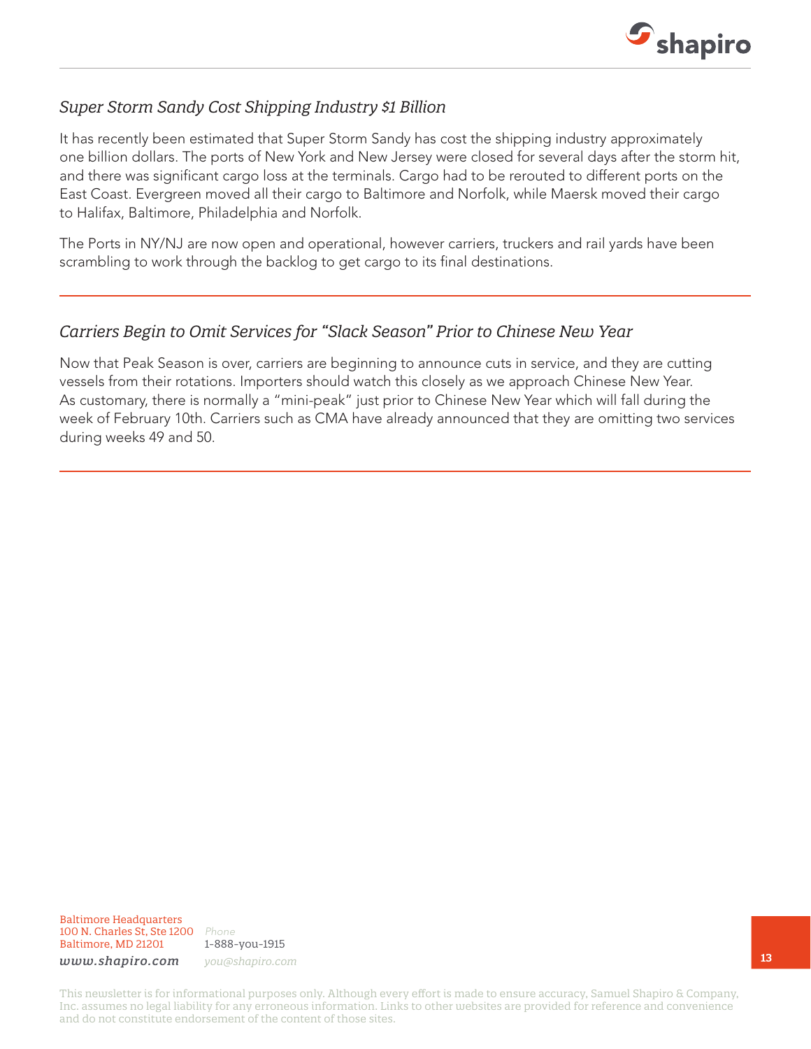## *Super Storm Sandy Cost Shipping Industry $1 Billion*

It has recently been estimated that Super Storm Sandy has cost the shipping industry approximately one billion dollars. The ports of New York and New Jersey were closed for several days after the storm hit, and there was significant cargo loss at the terminals. Cargo had to be rerouted to different ports on the East Coast. Evergreen moved all their cargo to Baltimore and Norfolk, while Maersk moved their cargo to Halifax, Baltimore, Philadelphia and Norfolk.

The Ports in NY/NJ are now open and operational, however carriers, truckers and rail yards have been scrambling to work through the backlog to get cargo to its final destinations.

---

## *Carriers Begin to Omit Services for "Slack Season" Prior to Chinese New Year*

Now that Peak Season is over, carriers are beginning to announce cuts in service, and they are cutting vessels from their rotations. Importers should watch this closely as we approach Chinese New Year. As customary, there is normally a "mini-peak" just prior to Chinese New Year which will fall during the week of February 10th. Carriers such as CMA have already announced that they are omitting two services during weeks 49 and 50.

---

Baltimore Headquarters
100 N. Charles St, Ste 1200
Baltimore, MD 21201

*Phone*
1-888-you-1915

***www.shapiro.com***

*you@shapiro.com*

This newsletter is for informational purposes only. Although every effort is made to ensure accuracy, Samuel Shapiro & Company, Inc. assumes no legal liability for any erroneous information. Links to other websites are provided for reference and convenience and do not constitute endorsement of the content of those sites.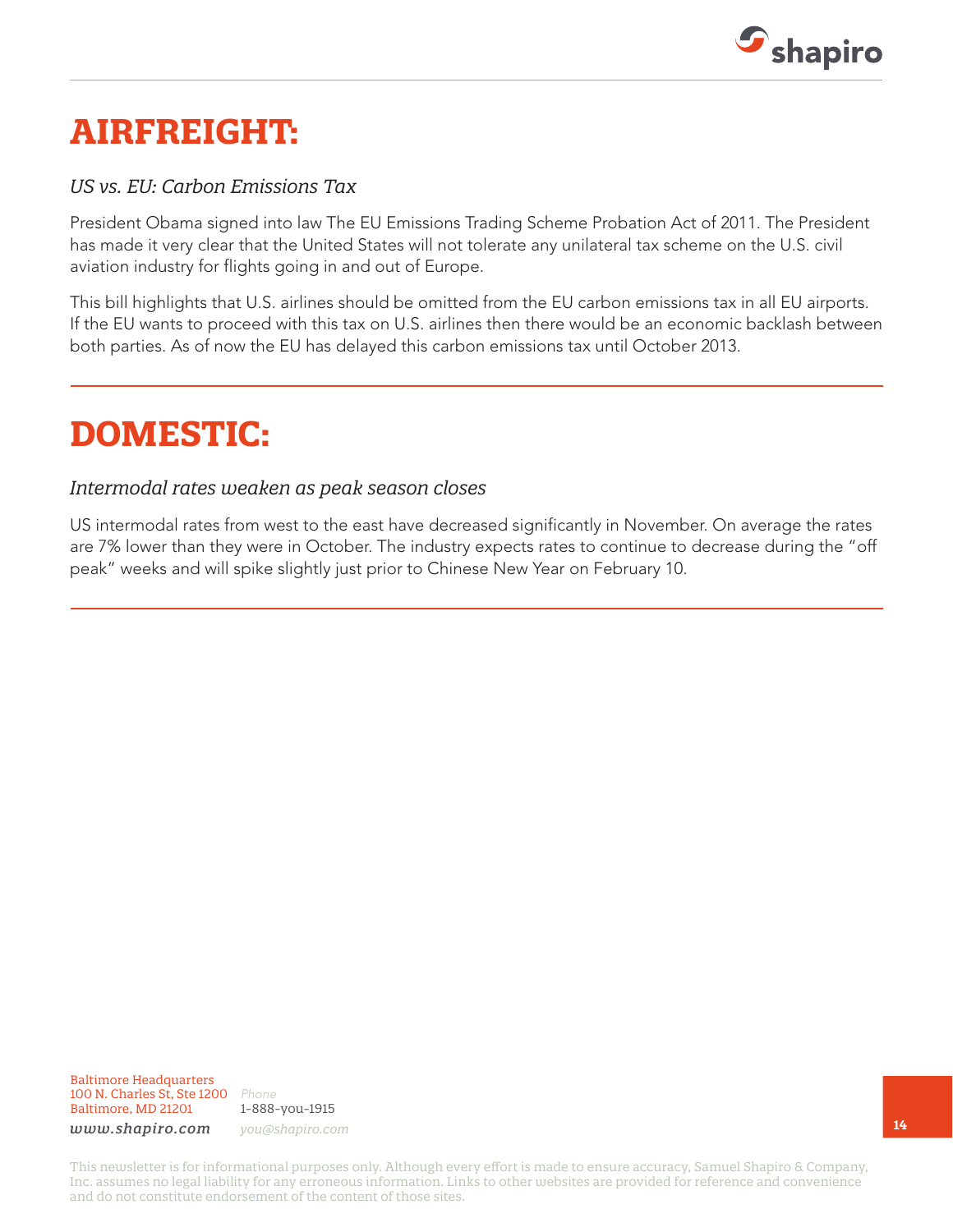# AIRFREIGHT:

*US vs. EU: Carbon Emissions Tax*

President Obama signed into law The EU Emissions Trading Scheme Probation Act of 2011. The President has made it very clear that the United States will not tolerate any unilateral tax scheme on the U.S. civil aviation industry for flights going in and out of Europe.

This bill highlights that U.S. airlines should be omitted from the EU carbon emissions tax in all EU airports. If the EU wants to proceed with this tax on U.S. airlines then there would be an economic backlash between both parties. As of now the EU has delayed this carbon emissions tax until October 2013.

# DOMESTIC:

*Intermodal rates weaken as peak season closes*

US intermodal rates from west to the east have decreased significantly in November. On average the rates are 7% lower than they were in October. The industry expects rates to continue to decrease during the "off peak" weeks and will spike slightly just prior to Chinese New Year on February 10.

Baltimore Headquarters
100 N. Charles St, Ste 1200
Baltimore, MD 21201
***www.shapiro.com***

*Phone*
1-888-you-1915
*you@shapiro.com*

This newsletter is for informational purposes only. Although every effort is made to ensure accuracy, Samuel Shapiro & Company, Inc. assumes no legal liability for any erroneous information. Links to other websites are provided for reference and convenience and do not constitute endorsement of the content of those sites.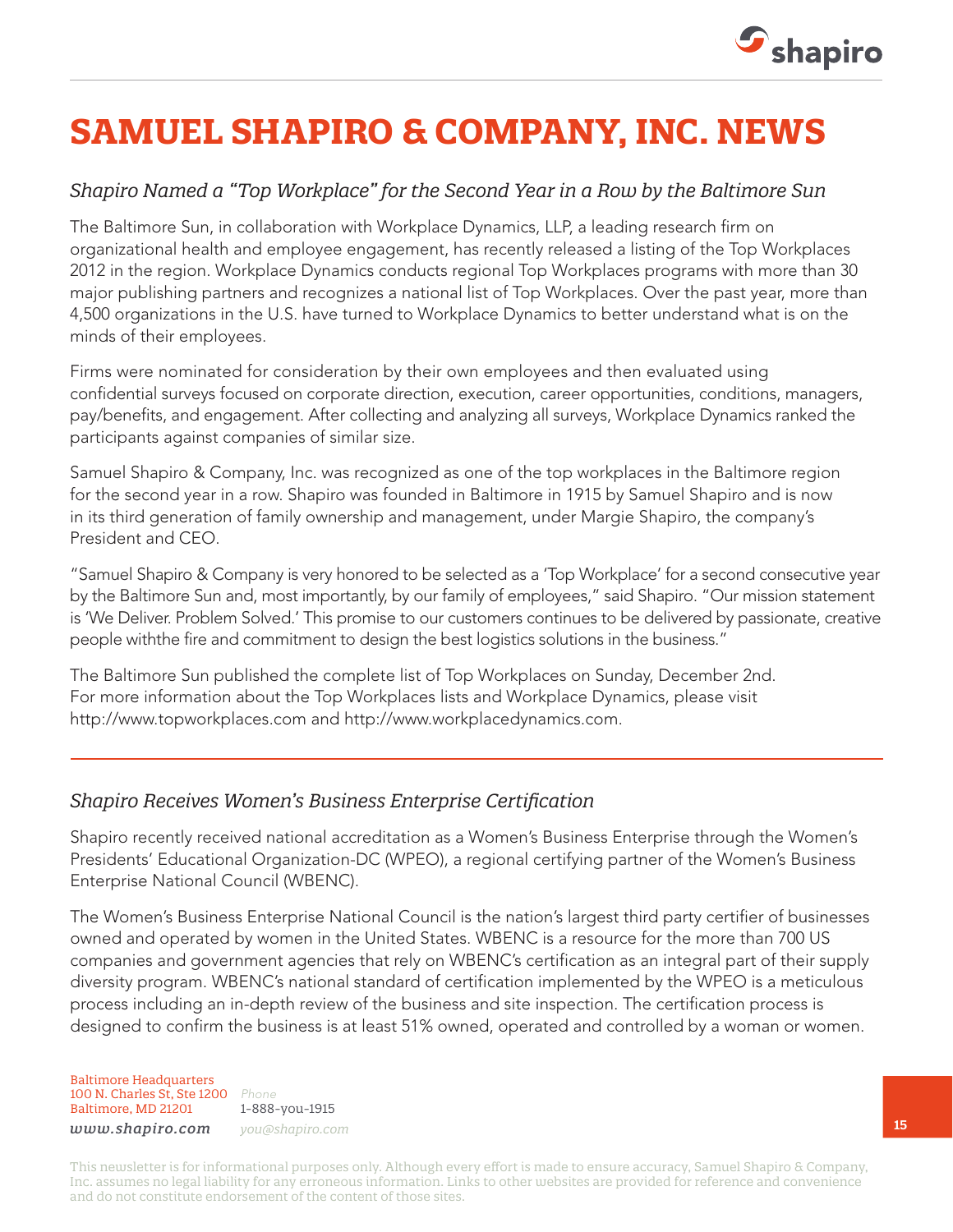# SAMUEL SHAPIRO & COMPANY, INC. NEWS

## *Shapiro Named a "Top Workplace" for the Second Year in a Row by the Baltimore Sun*

The Baltimore Sun, in collaboration with Workplace Dynamics, LLP, a leading research firm on organizational health and employee engagement, has recently released a listing of the Top Workplaces 2012 in the region. Workplace Dynamics conducts regional Top Workplaces programs with more than 30 major publishing partners and recognizes a national list of Top Workplaces. Over the past year, more than 4,500 organizations in the U.S. have turned to Workplace Dynamics to better understand what is on the minds of their employees.

Firms were nominated for consideration by their own employees and then evaluated using confidential surveys focused on corporate direction, execution, career opportunities, conditions, managers, pay/benefits, and engagement. After collecting and analyzing all surveys, Workplace Dynamics ranked the participants against companies of similar size.

Samuel Shapiro & Company, Inc. was recognized as one of the top workplaces in the Baltimore region for the second year in a row. Shapiro was founded in Baltimore in 1915 by Samuel Shapiro and is now in its third generation of family ownership and management, under Margie Shapiro, the company's President and CEO.

"Samuel Shapiro & Company is very honored to be selected as a 'Top Workplace' for a second consecutive year by the Baltimore Sun and, most importantly, by our family of employees," said Shapiro. "Our mission statement is 'We Deliver. Problem Solved.' This promise to our customers continues to be delivered by passionate, creative people withthe fire and commitment to design the best logistics solutions in the business."

The Baltimore Sun published the complete list of Top Workplaces on Sunday, December 2nd. For more information about the Top Workplaces lists and Workplace Dynamics, please visit http://www.topworkplaces.com and http://www.workplacedynamics.com.

---

## *Shapiro Receives Women's Business Enterprise Certification*

Shapiro recently received national accreditation as a Women's Business Enterprise through the Women's Presidents' Educational Organization-DC (WPEO), a regional certifying partner of the Women's Business Enterprise National Council (WBENC).

The Women's Business Enterprise National Council is the nation's largest third party certifier of businesses owned and operated by women in the United States. WBENC is a resource for the more than 700 US companies and government agencies that rely on WBENC's certification as an integral part of their supply diversity program. WBENC's national standard of certification implemented by the WPEO is a meticulous process including an in-depth review of the business and site inspection. The certification process is designed to confirm the business is at least 51% owned, operated and controlled by a woman or women.

Baltimore Headquarters
100 N. Charles St, Ste 1200
Baltimore, MD 21201
*www.shapiro.com*

*Phone*
1-888-you-1915
*you@shapiro.com*

This newsletter is for informational purposes only. Although every effort is made to ensure accuracy, Samuel Shapiro & Company, Inc. assumes no legal liability for any erroneous information. Links to other websites are provided for reference and convenience and do not constitute endorsement of the content of those sites.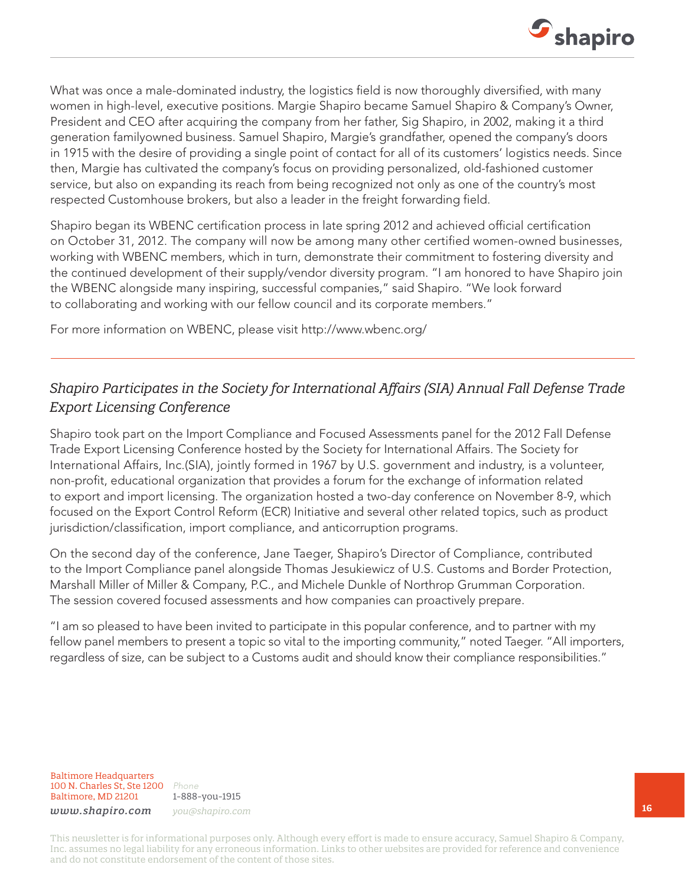What was once a male-dominated industry, the logistics field is now thoroughly diversified, with many women in high-level, executive positions. Margie Shapiro became Samuel Shapiro & Company's Owner, President and CEO after acquiring the company from her father, Sig Shapiro, in 2002, making it a third generation familyowned business. Samuel Shapiro, Margie's grandfather, opened the company's doors in 1915 with the desire of providing a single point of contact for all of its customers' logistics needs. Since then, Margie has cultivated the company's focus on providing personalized, old-fashioned customer service, but also on expanding its reach from being recognized not only as one of the country's most respected Customhouse brokers, but also a leader in the freight forwarding field.

Shapiro began its WBENC certification process in late spring 2012 and achieved official certification on October 31, 2012. The company will now be among many other certified women-owned businesses, working with WBENC members, which in turn, demonstrate their commitment to fostering diversity and the continued development of their supply/vendor diversity program. "I am honored to have Shapiro join the WBENC alongside many inspiring, successful companies," said Shapiro. "We look forward to collaborating and working with our fellow council and its corporate members."

For more information on WBENC, please visit http://www.wbenc.org/

---

## *Shapiro Participates in the Society for International Affairs (SIA) Annual Fall Defense Trade Export Licensing Conference*

Shapiro took part on the Import Compliance and Focused Assessments panel for the 2012 Fall Defense Trade Export Licensing Conference hosted by the Society for International Affairs. The Society for International Affairs, Inc.(SIA), jointly formed in 1967 by U.S. government and industry, is a volunteer, non-profit, educational organization that provides a forum for the exchange of information related to export and import licensing. The organization hosted a two-day conference on November 8-9, which focused on the Export Control Reform (ECR) Initiative and several other related topics, such as product jurisdiction/classification, import compliance, and anticorruption programs.

On the second day of the conference, Jane Taeger, Shapiro's Director of Compliance, contributed to the Import Compliance panel alongside Thomas Jesukiewicz of U.S. Customs and Border Protection, Marshall Miller of Miller & Company, P.C., and Michele Dunkle of Northrop Grumman Corporation. The session covered focused assessments and how companies can proactively prepare.

"I am so pleased to have been invited to participate in this popular conference, and to partner with my fellow panel members to present a topic so vital to the importing community," noted Taeger. "All importers, regardless of size, can be subject to a Customs audit and should know their compliance responsibilities."

Baltimore Headquarters
100 N. Charles St, Ste 1200
Baltimore, MD 21201
*www.shapiro.com*

*Phone*
1-888-you-1915
*you@shapiro.com*

This newsletter is for informational purposes only. Although every effort is made to ensure accuracy, Samuel Shapiro & Company, Inc. assumes no legal liability for any erroneous information. Links to other websites are provided for reference and convenience and do not constitute endorsement of the content of those sites.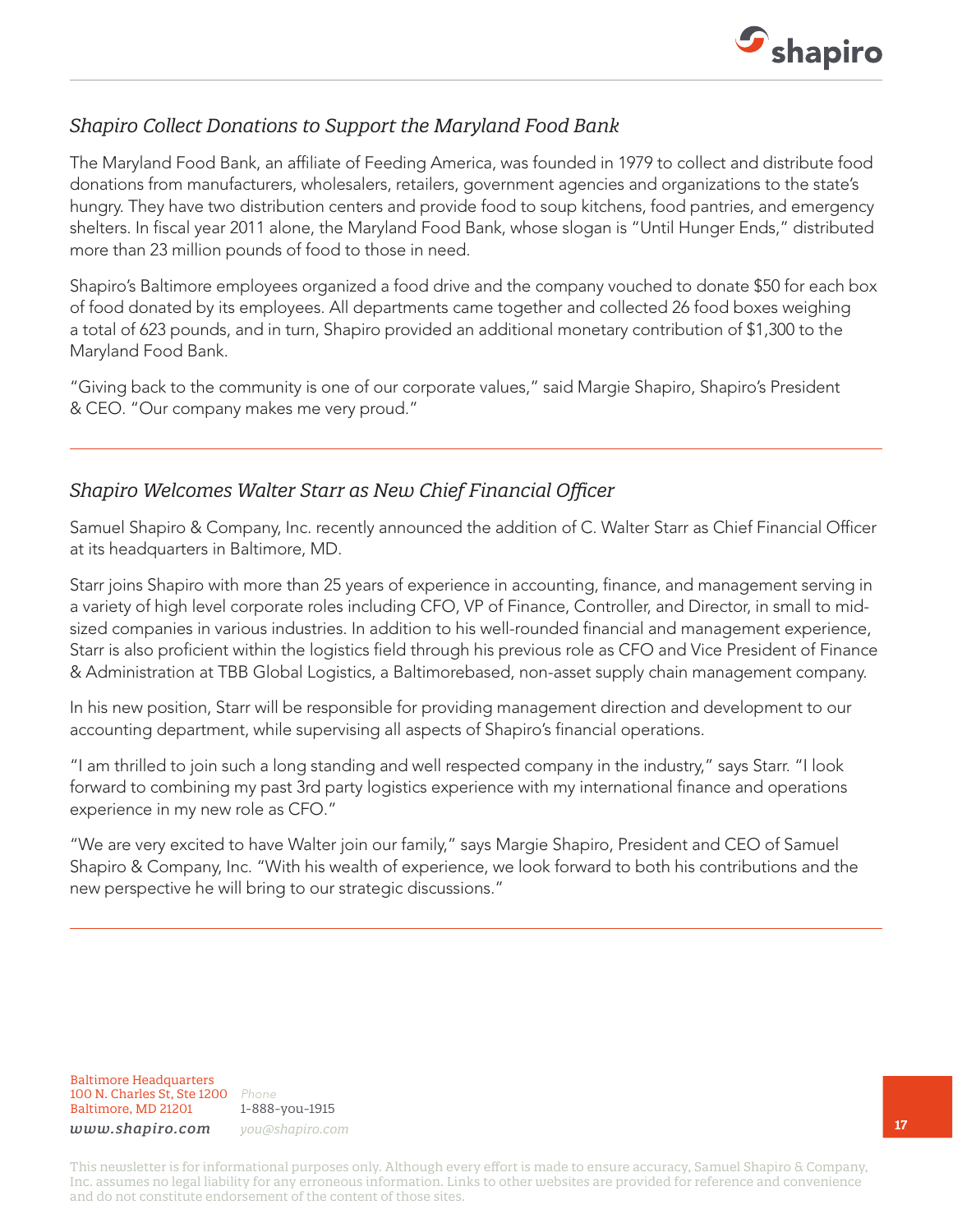## *Shapiro Collect Donations to Support the Maryland Food Bank*

The Maryland Food Bank, an affiliate of Feeding America, was founded in 1979 to collect and distribute food donations from manufacturers, wholesalers, retailers, government agencies and organizations to the state's hungry. They have two distribution centers and provide food to soup kitchens, food pantries, and emergency shelters. In fiscal year 2011 alone, the Maryland Food Bank, whose slogan is "Until Hunger Ends," distributed more than 23 million pounds of food to those in need.

Shapiro's Baltimore employees organized a food drive and the company vouched to donate $50 for each box of food donated by its employees. All departments came together and collected 26 food boxes weighing a total of 623 pounds, and in turn, Shapiro provided an additional monetary contribution of $1,300 to the Maryland Food Bank.

"Giving back to the community is one of our corporate values," said Margie Shapiro, Shapiro's President & CEO. "Our company makes me very proud."

---

## *Shapiro Welcomes Walter Starr as New Chief Financial Officer*

Samuel Shapiro & Company, Inc. recently announced the addition of C. Walter Starr as Chief Financial Officer at its headquarters in Baltimore, MD.

Starr joins Shapiro with more than 25 years of experience in accounting, finance, and management serving in a variety of high level corporate roles including CFO, VP of Finance, Controller, and Director, in small to mid-sized companies in various industries. In addition to his well-rounded financial and management experience, Starr is also proficient within the logistics field through his previous role as CFO and Vice President of Finance & Administration at TBB Global Logistics, a Baltimorebased, non-asset supply chain management company.

In his new position, Starr will be responsible for providing management direction and development to our accounting department, while supervising all aspects of Shapiro's financial operations.

"I am thrilled to join such a long standing and well respected company in the industry," says Starr. "I look forward to combining my past 3rd party logistics experience with my international finance and operations experience in my new role as CFO."

"We are very excited to have Walter join our family," says Margie Shapiro, President and CEO of Samuel Shapiro & Company, Inc. "With his wealth of experience, we look forward to both his contributions and the new perspective he will bring to our strategic discussions."

---

Baltimore Headquarters
100 N. Charles St, Ste 1200
Baltimore, MD 21201
*www.shapiro.com*

*Phone* 1-888-you-1915
*you@shapiro.com*

This newsletter is for informational purposes only. Although every effort is made to ensure accuracy, Samuel Shapiro & Company, Inc. assumes no legal liability for any erroneous information. Links to other websites are provided for reference and convenience and do not constitute endorsement of the content of those sites.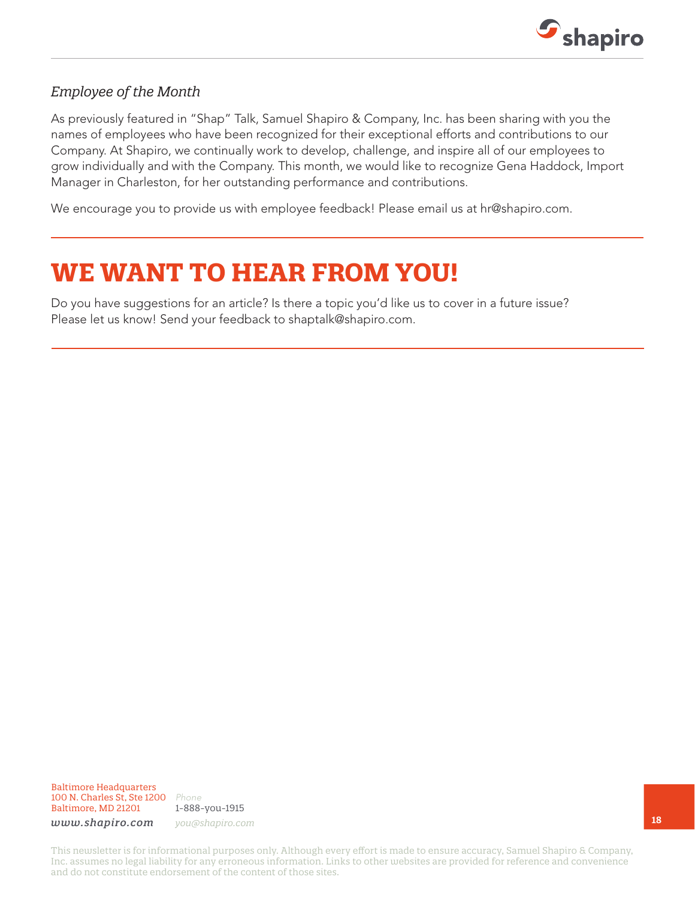*Employee of the Month*

As previously featured in "Shap" Talk, Samuel Shapiro & Company, Inc. has been sharing with you the names of employees who have been recognized for their exceptional efforts and contributions to our Company. At Shapiro, we continually work to develop, challenge, and inspire all of our employees to grow individually and with the Company. This month, we would like to recognize Gena Haddock, Import Manager in Charleston, for her outstanding performance and contributions.

We encourage you to provide us with employee feedback! Please email us at hr@shapiro.com.

# WE WANT TO HEAR FROM YOU!

Do you have suggestions for an article? Is there a topic you'd like us to cover in a future issue? Please let us know! Send your feedback to shaptalk@shapiro.com.

Baltimore Headquarters
100 N. Charles St, Ste 1200
Baltimore, MD 21201

*Phone*
1-888-you-1915

***www.shapiro.com***

*you@shapiro.com*

This newsletter is for informational purposes only. Although every effort is made to ensure accuracy, Samuel Shapiro & Company, Inc. assumes no legal liability for any erroneous information. Links to other websites are provided for reference and convenience and do not constitute endorsement of the content of those sites.